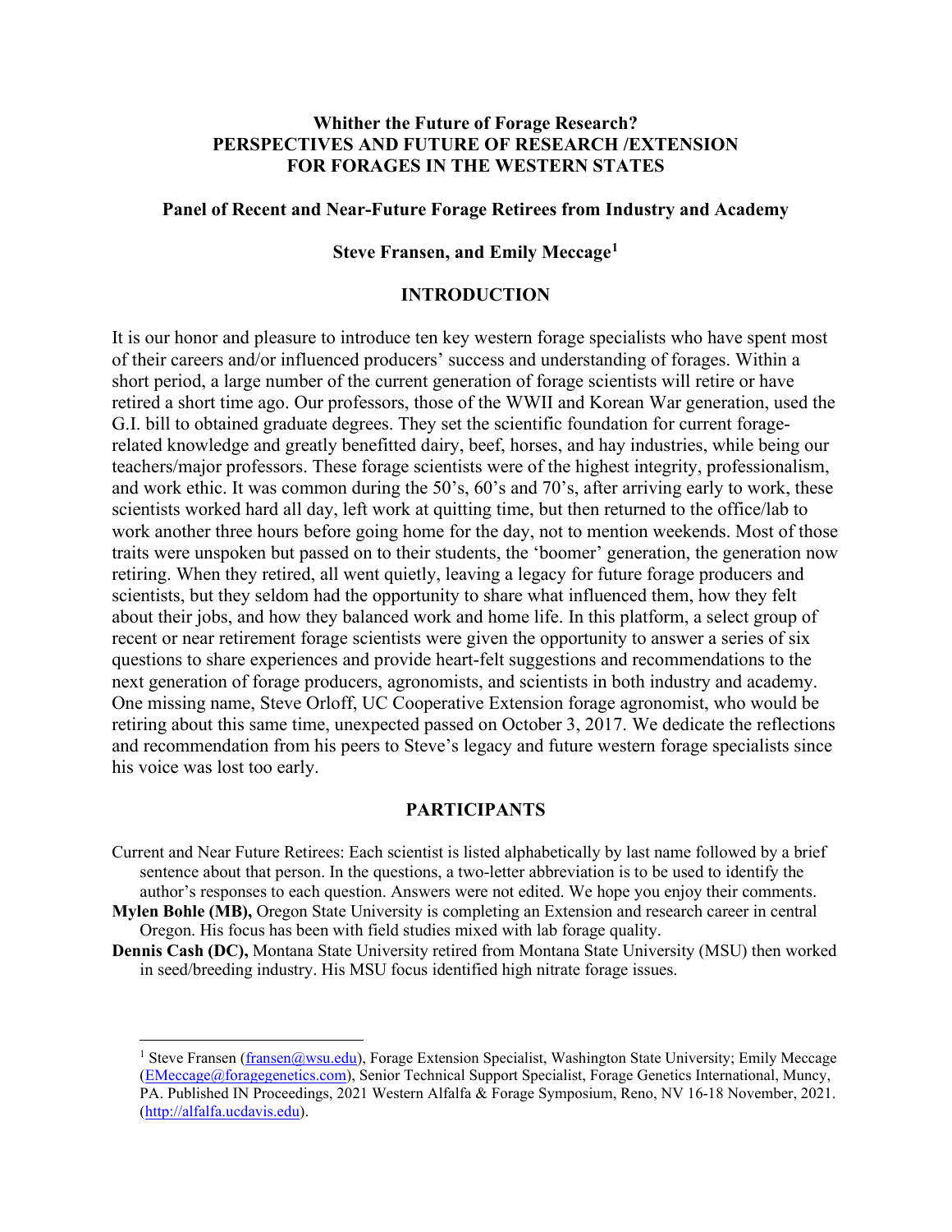# Whither the Future of Forage Research?
# PERSPECTIVES AND FUTURE OF RESEARCH /EXTENSION FOR FORAGES IN THE WESTERN STATES

### Panel of Recent and Near-Future Forage Retirees from Industry and Academy

**Steve Fransen, and Emily Meccage[1]**

## INTRODUCTION

It is our honor and pleasure to introduce ten key western forage specialists who have spent most of their careers and/or influenced producers' success and understanding of forages. Within a short period, a large number of the current generation of forage scientists will retire or have retired a short time ago. Our professors, those of the WWII and Korean War generation, used the G.I. bill to obtained graduate degrees. They set the scientific foundation for current forage-related knowledge and greatly benefitted dairy, beef, horses, and hay industries, while being our teachers/major professors. These forage scientists were of the highest integrity, professionalism, and work ethic. It was common during the 50's, 60's and 70's, after arriving early to work, these scientists worked hard all day, left work at quitting time, but then returned to the office/lab to work another three hours before going home for the day, not to mention weekends. Most of those traits were unspoken but passed on to their students, the 'boomer' generation, the generation now retiring. When they retired, all went quietly, leaving a legacy for future forage producers and scientists, but they seldom had the opportunity to share what influenced them, how they felt about their jobs, and how they balanced work and home life. In this platform, a select group of recent or near retirement forage scientists were given the opportunity to answer a series of six questions to share experiences and provide heart-felt suggestions and recommendations to the next generation of forage producers, agronomists, and scientists in both industry and academy. One missing name, Steve Orloff, UC Cooperative Extension forage agronomist, who would be retiring about this same time, unexpected passed on October 3, 2017. We dedicate the reflections and recommendation from his peers to Steve's legacy and future western forage specialists since his voice was lost too early.

## PARTICIPANTS

Current and Near Future Retirees: Each scientist is listed alphabetically by last name followed by a brief sentence about that person. In the questions, a two-letter abbreviation is to be used to identify the author's responses to each question. Answers were not edited. We hope you enjoy their comments.

**Mylen Bohle (MB),** Oregon State University is completing an Extension and research career in central Oregon. His focus has been with field studies mixed with lab forage quality.

**Dennis Cash (DC),** Montana State University retired from Montana State University (MSU) then worked in seed/breeding industry. His MSU focus identified high nitrate forage issues.

---

[1] Steve Fransen (fransen@wsu.edu), Forage Extension Specialist, Washington State University; Emily Meccage (EMeccage@foragegenetics.com), Senior Technical Support Specialist, Forage Genetics International, Muncy, PA. Published IN Proceedings, 2021 Western Alfalfa & Forage Symposium, Reno, NV 16-18 November, 2021. (http://alfalfa.ucdavis.edu).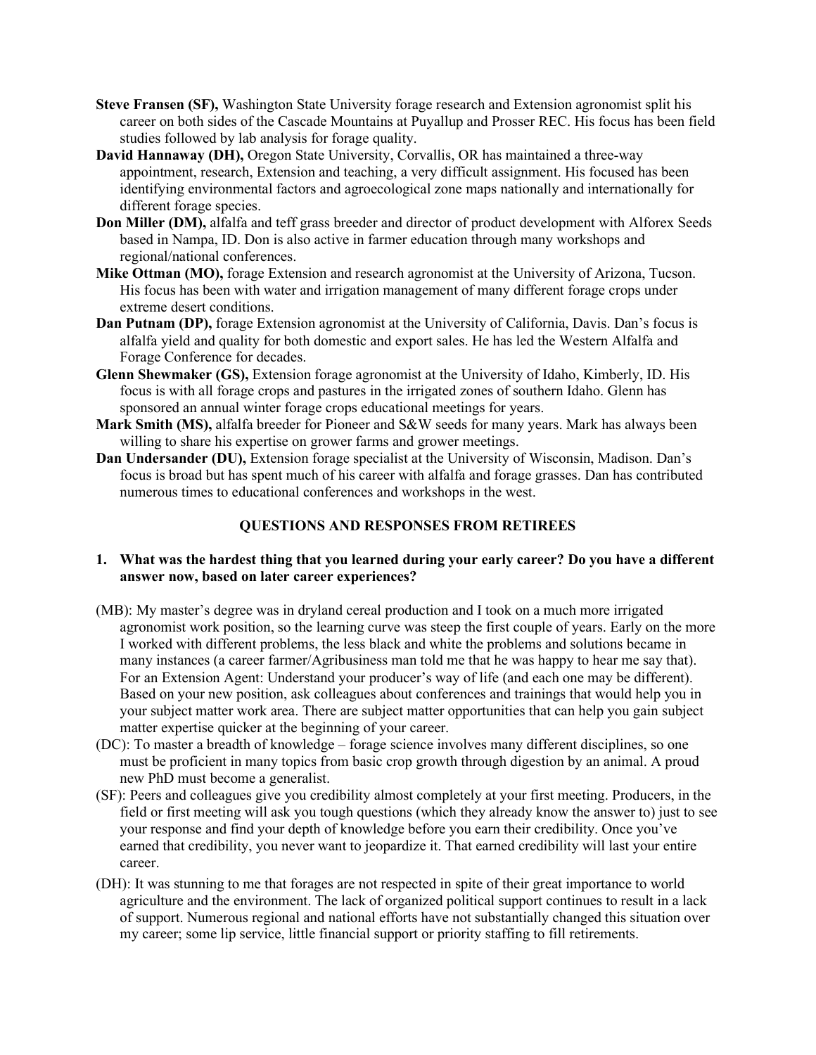**Steve Fransen (SF),** Washington State University forage research and Extension agronomist split his career on both sides of the Cascade Mountains at Puyallup and Prosser REC. His focus has been field studies followed by lab analysis for forage quality.

**David Hannaway (DH),** Oregon State University, Corvallis, OR has maintained a three-way appointment, research, Extension and teaching, a very difficult assignment. His focused has been identifying environmental factors and agroecological zone maps nationally and internationally for different forage species.

**Don Miller (DM),** alfalfa and teff grass breeder and director of product development with Alforex Seeds based in Nampa, ID. Don is also active in farmer education through many workshops and regional/national conferences.

**Mike Ottman (MO),** forage Extension and research agronomist at the University of Arizona, Tucson. His focus has been with water and irrigation management of many different forage crops under extreme desert conditions.

**Dan Putnam (DP),** forage Extension agronomist at the University of California, Davis. Dan's focus is alfalfa yield and quality for both domestic and export sales. He has led the Western Alfalfa and Forage Conference for decades.

**Glenn Shewmaker (GS),** Extension forage agronomist at the University of Idaho, Kimberly, ID. His focus is with all forage crops and pastures in the irrigated zones of southern Idaho. Glenn has sponsored an annual winter forage crops educational meetings for years.

**Mark Smith (MS),** alfalfa breeder for Pioneer and S&W seeds for many years. Mark has always been willing to share his expertise on grower farms and grower meetings.

**Dan Undersander (DU),** Extension forage specialist at the University of Wisconsin, Madison. Dan's focus is broad but has spent much of his career with alfalfa and forage grasses. Dan has contributed numerous times to educational conferences and workshops in the west.

## QUESTIONS AND RESPONSES FROM RETIREES

**1. What was the hardest thing that you learned during your early career? Do you have a different answer now, based on later career experiences?**

(MB): My master's degree was in dryland cereal production and I took on a much more irrigated agronomist work position, so the learning curve was steep the first couple of years. Early on the more I worked with different problems, the less black and white the problems and solutions became in many instances (a career farmer/Agribusiness man told me that he was happy to hear me say that). For an Extension Agent: Understand your producer's way of life (and each one may be different). Based on your new position, ask colleagues about conferences and trainings that would help you in your subject matter work area. There are subject matter opportunities that can help you gain subject matter expertise quicker at the beginning of your career.

(DC): To master a breadth of knowledge – forage science involves many different disciplines, so one must be proficient in many topics from basic crop growth through digestion by an animal. A proud new PhD must become a generalist.

(SF): Peers and colleagues give you credibility almost completely at your first meeting. Producers, in the field or first meeting will ask you tough questions (which they already know the answer to) just to see your response and find your depth of knowledge before you earn their credibility. Once you've earned that credibility, you never want to jeopardize it. That earned credibility will last your entire career.

(DH): It was stunning to me that forages are not respected in spite of their great importance to world agriculture and the environment. The lack of organized political support continues to result in a lack of support. Numerous regional and national efforts have not substantially changed this situation over my career; some lip service, little financial support or priority staffing to fill retirements.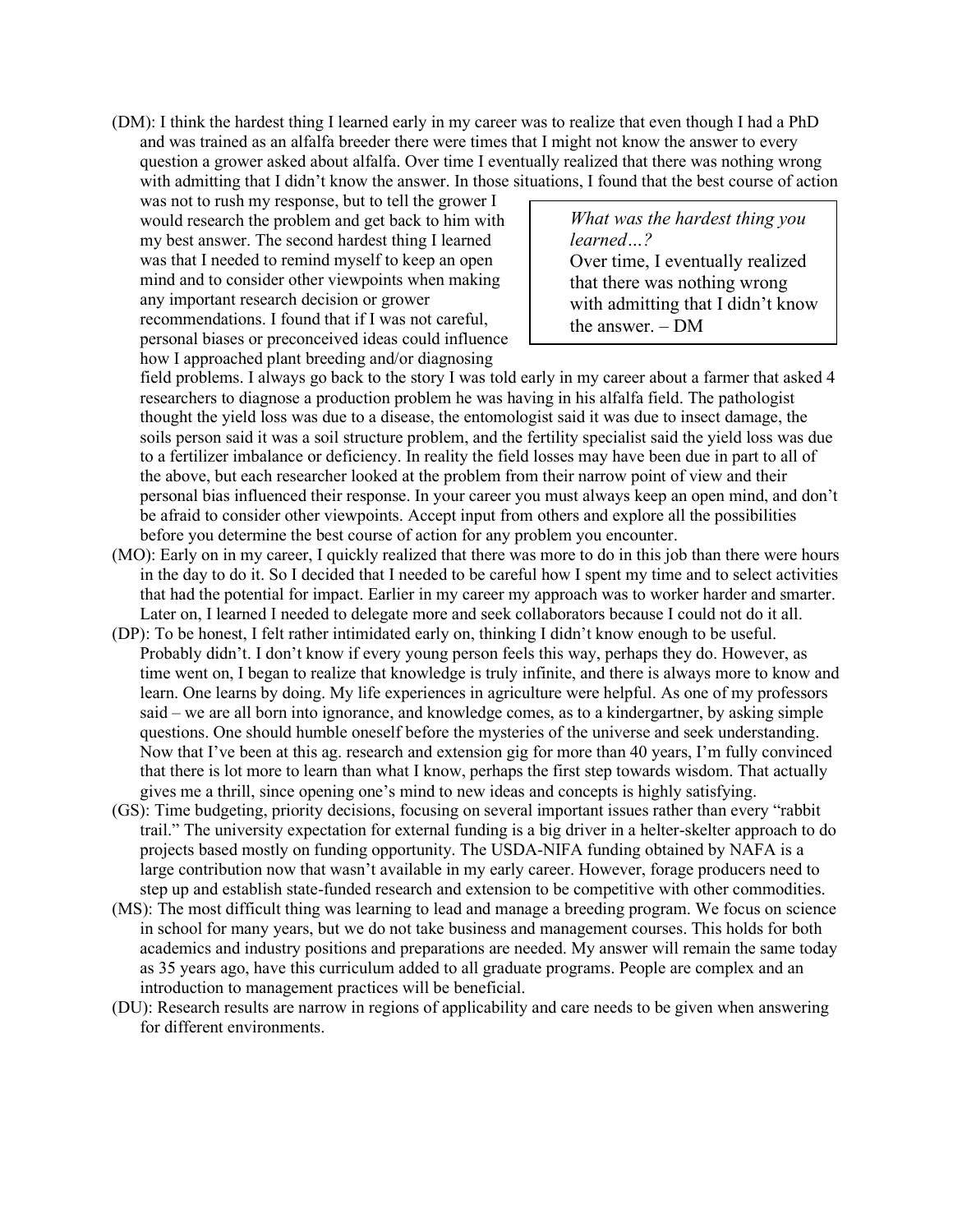(DM): I think the hardest thing I learned early in my career was to realize that even though I had a PhD and was trained as an alfalfa breeder there were times that I might not know the answer to every question a grower asked about alfalfa. Over time I eventually realized that there was nothing wrong with admitting that I didn't know the answer. In those situations, I found that the best course of action was not to rush my response, but to tell the grower I would research the problem and get back to him with my best answer. The second hardest thing I learned was that I needed to remind myself to keep an open mind and to consider other viewpoints when making any important research decision or grower recommendations. I found that if I was not careful, personal biases or preconceived ideas could influence how I approached plant breeding and/or diagnosing field problems. I always go back to the story I was told early in my career about a farmer that asked 4 researchers to diagnose a production problem he was having in his alfalfa field. The pathologist thought the yield loss was due to a disease, the entomologist said it was due to insect damage, the soils person said it was a soil structure problem, and the fertility specialist said the yield loss was due to a fertilizer imbalance or deficiency. In reality the field losses may have been due in part to all of the above, but each researcher looked at the problem from their narrow point of view and their personal bias influenced their response. In your career you must always keep an open mind, and don't be afraid to consider other viewpoints. Accept input from others and explore all the possibilities before you determine the best course of action for any problem you encounter.

> *What was the hardest thing you learned…?*
> Over time, I eventually realized that there was nothing wrong with admitting that I didn't know the answer. – DM

(MO): Early on in my career, I quickly realized that there was more to do in this job than there were hours in the day to do it. So I decided that I needed to be careful how I spent my time and to select activities that had the potential for impact. Earlier in my career my approach was to worker harder and smarter. Later on, I learned I needed to delegate more and seek collaborators because I could not do it all.

(DP): To be honest, I felt rather intimidated early on, thinking I didn't know enough to be useful. Probably didn't. I don't know if every young person feels this way, perhaps they do. However, as time went on, I began to realize that knowledge is truly infinite, and there is always more to know and learn. One learns by doing. My life experiences in agriculture were helpful. As one of my professors said – we are all born into ignorance, and knowledge comes, as to a kindergartner, by asking simple questions. One should humble oneself before the mysteries of the universe and seek understanding. Now that I've been at this ag. research and extension gig for more than 40 years, I'm fully convinced that there is lot more to learn than what I know, perhaps the first step towards wisdom. That actually gives me a thrill, since opening one's mind to new ideas and concepts is highly satisfying.

(GS): Time budgeting, priority decisions, focusing on several important issues rather than every "rabbit trail." The university expectation for external funding is a big driver in a helter-skelter approach to do projects based mostly on funding opportunity. The USDA-NIFA funding obtained by NAFA is a large contribution now that wasn't available in my early career. However, forage producers need to step up and establish state-funded research and extension to be competitive with other commodities.

(MS): The most difficult thing was learning to lead and manage a breeding program. We focus on science in school for many years, but we do not take business and management courses. This holds for both academics and industry positions and preparations are needed. My answer will remain the same today as 35 years ago, have this curriculum added to all graduate programs. People are complex and an introduction to management practices will be beneficial.

(DU): Research results are narrow in regions of applicability and care needs to be given when answering for different environments.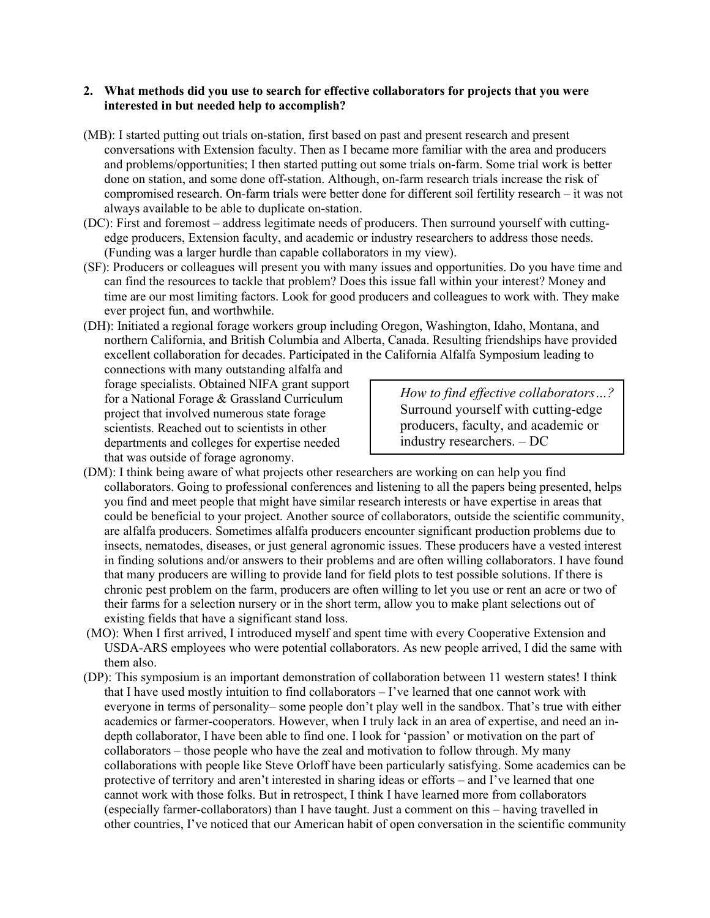**2. What methods did you use to search for effective collaborators for projects that you were interested in but needed help to accomplish?**

(MB): I started putting out trials on-station, first based on past and present research and present conversations with Extension faculty. Then as I became more familiar with the area and producers and problems/opportunities; I then started putting out some trials on-farm. Some trial work is better done on station, and some done off-station. Although, on-farm research trials increase the risk of compromised research. On-farm trials were better done for different soil fertility research – it was not always available to be able to duplicate on-station.

(DC): First and foremost – address legitimate needs of producers. Then surround yourself with cutting-edge producers, Extension faculty, and academic or industry researchers to address those needs. (Funding was a larger hurdle than capable collaborators in my view).

(SF): Producers or colleagues will present you with many issues and opportunities. Do you have time and can find the resources to tackle that problem? Does this issue fall within your interest? Money and time are our most limiting factors. Look for good producers and colleagues to work with. They make ever project fun, and worthwhile.

(DH): Initiated a regional forage workers group including Oregon, Washington, Idaho, Montana, and northern California, and British Columbia and Alberta, Canada. Resulting friendships have provided excellent collaboration for decades. Participated in the California Alfalfa Symposium leading to connections with many outstanding alfalfa and forage specialists. Obtained NIFA grant support for a National Forage & Grassland Curriculum project that involved numerous state forage scientists. Reached out to scientists in other departments and colleges for expertise needed that was outside of forage agronomy.

> *How to find effective collaborators…?* Surround yourself with cutting-edge producers, faculty, and academic or industry researchers. – DC

(DM): I think being aware of what projects other researchers are working on can help you find collaborators. Going to professional conferences and listening to all the papers being presented, helps you find and meet people that might have similar research interests or have expertise in areas that could be beneficial to your project. Another source of collaborators, outside the scientific community, are alfalfa producers. Sometimes alfalfa producers encounter significant production problems due to insects, nematodes, diseases, or just general agronomic issues. These producers have a vested interest in finding solutions and/or answers to their problems and are often willing collaborators. I have found that many producers are willing to provide land for field plots to test possible solutions. If there is chronic pest problem on the farm, producers are often willing to let you use or rent an acre or two of their farms for a selection nursery or in the short term, allow you to make plant selections out of existing fields that have a significant stand loss.

(MO): When I first arrived, I introduced myself and spent time with every Cooperative Extension and USDA-ARS employees who were potential collaborators. As new people arrived, I did the same with them also.

(DP): This symposium is an important demonstration of collaboration between 11 western states! I think that I have used mostly intuition to find collaborators – I've learned that one cannot work with everyone in terms of personality– some people don't play well in the sandbox. That's true with either academics or farmer-cooperators. However, when I truly lack in an area of expertise, and need an in-depth collaborator, I have been able to find one. I look for 'passion' or motivation on the part of collaborators – those people who have the zeal and motivation to follow through. My many collaborations with people like Steve Orloff have been particularly satisfying. Some academics can be protective of territory and aren't interested in sharing ideas or efforts – and I've learned that one cannot work with those folks. But in retrospect, I think I have learned more from collaborators (especially farmer-collaborators) than I have taught. Just a comment on this – having travelled in other countries, I've noticed that our American habit of open conversation in the scientific community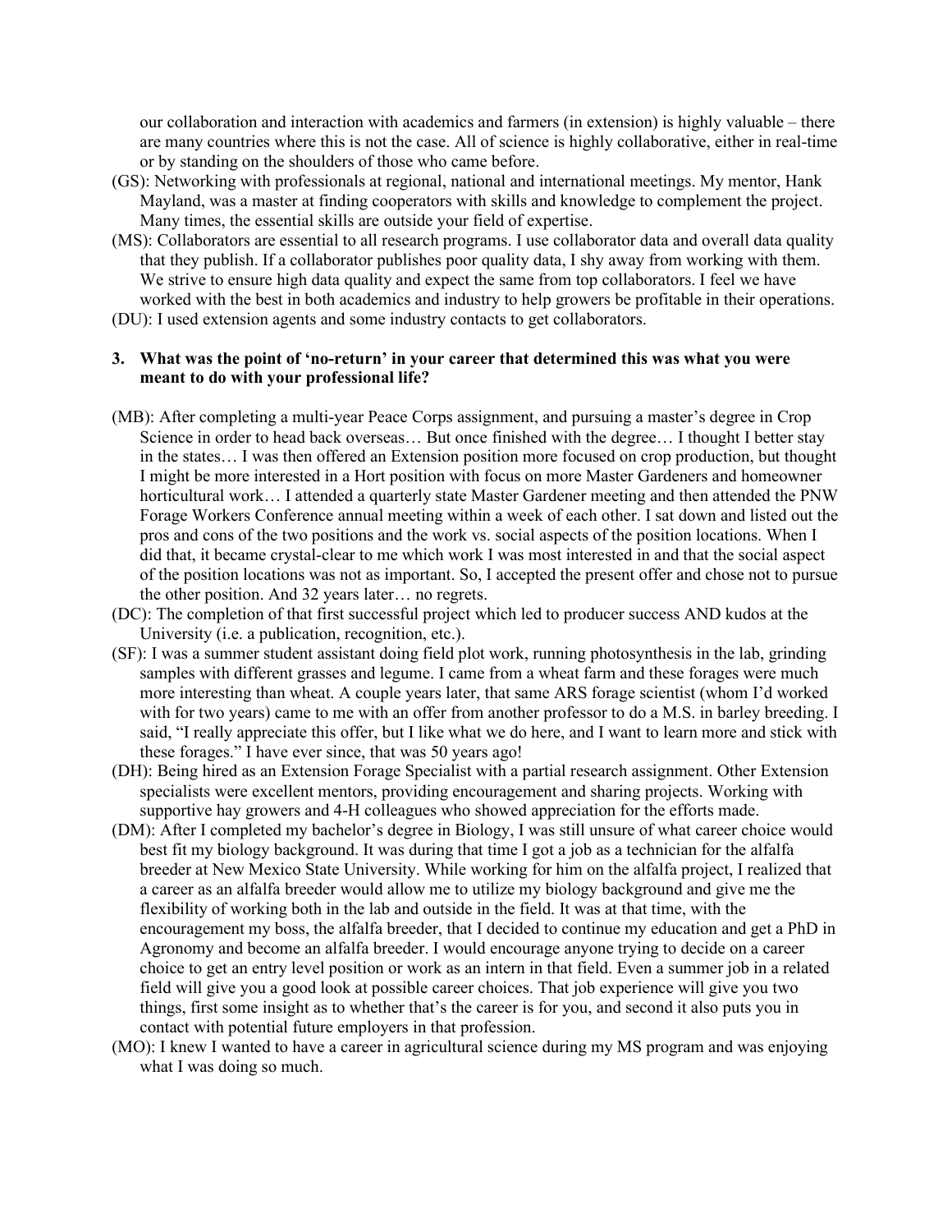our collaboration and interaction with academics and farmers (in extension) is highly valuable – there are many countries where this is not the case. All of science is highly collaborative, either in real-time or by standing on the shoulders of those who came before.

(GS): Networking with professionals at regional, national and international meetings. My mentor, Hank Mayland, was a master at finding cooperators with skills and knowledge to complement the project. Many times, the essential skills are outside your field of expertise.

(MS): Collaborators are essential to all research programs. I use collaborator data and overall data quality that they publish. If a collaborator publishes poor quality data, I shy away from working with them. We strive to ensure high data quality and expect the same from top collaborators. I feel we have worked with the best in both academics and industry to help growers be profitable in their operations.

(DU): I used extension agents and some industry contacts to get collaborators.

**3. What was the point of 'no-return' in your career that determined this was what you were meant to do with your professional life?**

(MB): After completing a multi-year Peace Corps assignment, and pursuing a master's degree in Crop Science in order to head back overseas… But once finished with the degree… I thought I better stay in the states… I was then offered an Extension position more focused on crop production, but thought I might be more interested in a Hort position with focus on more Master Gardeners and homeowner horticultural work… I attended a quarterly state Master Gardener meeting and then attended the PNW Forage Workers Conference annual meeting within a week of each other. I sat down and listed out the pros and cons of the two positions and the work vs. social aspects of the position locations. When I did that, it became crystal-clear to me which work I was most interested in and that the social aspect of the position locations was not as important. So, I accepted the present offer and chose not to pursue the other position. And 32 years later… no regrets.

(DC): The completion of that first successful project which led to producer success AND kudos at the University (i.e. a publication, recognition, etc.).

(SF): I was a summer student assistant doing field plot work, running photosynthesis in the lab, grinding samples with different grasses and legume. I came from a wheat farm and these forages were much more interesting than wheat. A couple years later, that same ARS forage scientist (whom I'd worked with for two years) came to me with an offer from another professor to do a M.S. in barley breeding. I said, "I really appreciate this offer, but I like what we do here, and I want to learn more and stick with these forages." I have ever since, that was 50 years ago!

(DH): Being hired as an Extension Forage Specialist with a partial research assignment. Other Extension specialists were excellent mentors, providing encouragement and sharing projects. Working with supportive hay growers and 4-H colleagues who showed appreciation for the efforts made.

(DM): After I completed my bachelor's degree in Biology, I was still unsure of what career choice would best fit my biology background. It was during that time I got a job as a technician for the alfalfa breeder at New Mexico State University. While working for him on the alfalfa project, I realized that a career as an alfalfa breeder would allow me to utilize my biology background and give me the flexibility of working both in the lab and outside in the field. It was at that time, with the encouragement my boss, the alfalfa breeder, that I decided to continue my education and get a PhD in Agronomy and become an alfalfa breeder. I would encourage anyone trying to decide on a career choice to get an entry level position or work as an intern in that field. Even a summer job in a related field will give you a good look at possible career choices. That job experience will give you two things, first some insight as to whether that's the career is for you, and second it also puts you in contact with potential future employers in that profession.

(MO): I knew I wanted to have a career in agricultural science during my MS program and was enjoying what I was doing so much.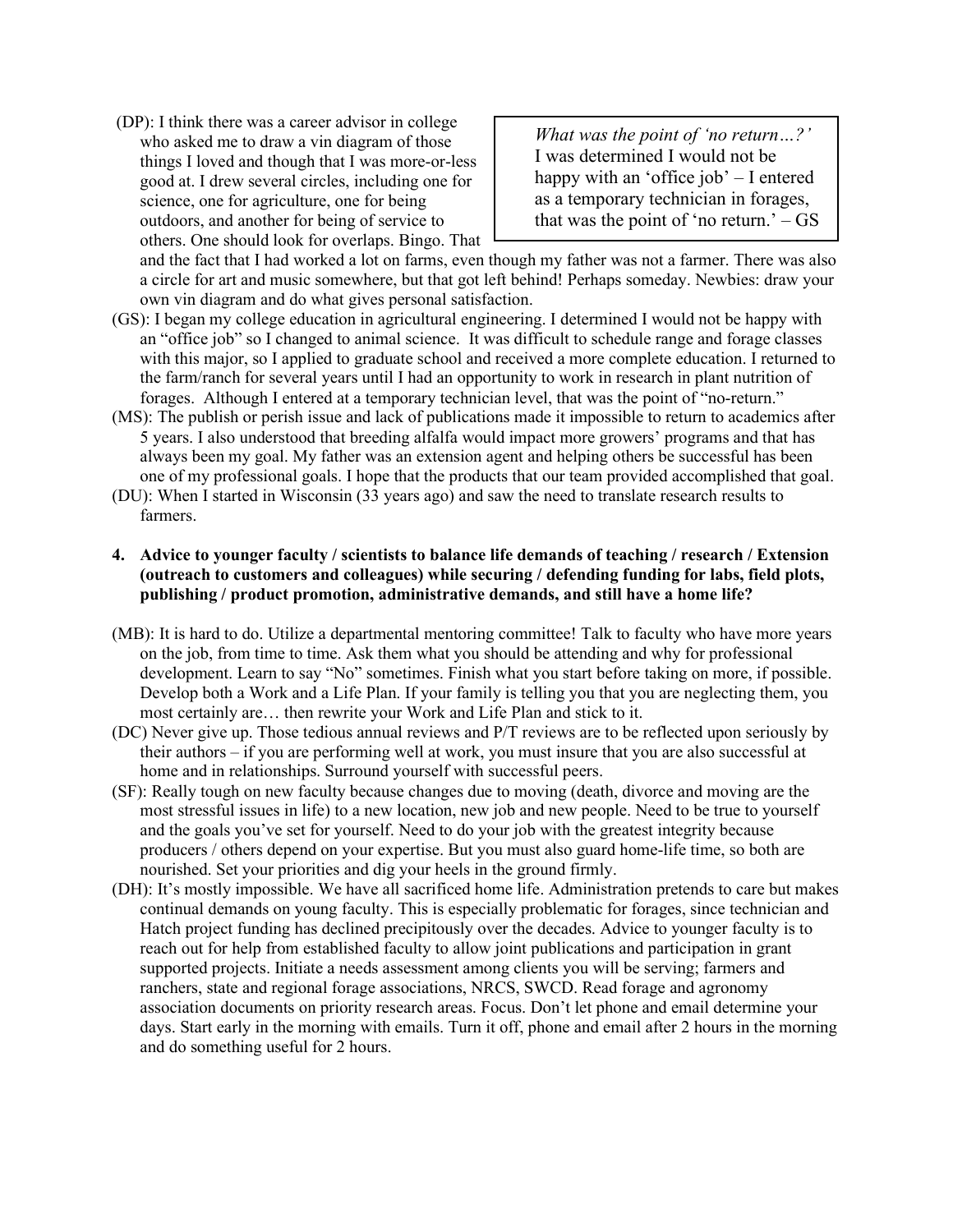(DP): I think there was a career advisor in college who asked me to draw a vin diagram of those things I loved and though that I was more-or-less good at. I drew several circles, including one for science, one for agriculture, one for being outdoors, and another for being of service to others. One should look for overlaps. Bingo. That and the fact that I had worked a lot on farms, even though my father was not a farmer. There was also a circle for art and music somewhere, but that got left behind! Perhaps someday. Newbies: draw your own vin diagram and do what gives personal satisfaction.

> *What was the point of 'no return…?'* I was determined I would not be happy with an 'office job' – I entered as a temporary technician in forages, that was the point of 'no return.' – GS

(GS): I began my college education in agricultural engineering. I determined I would not be happy with an "office job" so I changed to animal science. It was difficult to schedule range and forage classes with this major, so I applied to graduate school and received a more complete education. I returned to the farm/ranch for several years until I had an opportunity to work in research in plant nutrition of forages. Although I entered at a temporary technician level, that was the point of "no-return."

(MS): The publish or perish issue and lack of publications made it impossible to return to academics after 5 years. I also understood that breeding alfalfa would impact more growers' programs and that has always been my goal. My father was an extension agent and helping others be successful has been one of my professional goals. I hope that the products that our team provided accomplished that goal.

(DU): When I started in Wisconsin (33 years ago) and saw the need to translate research results to farmers.

**4. Advice to younger faculty / scientists to balance life demands of teaching / research / Extension (outreach to customers and colleagues) while securing / defending funding for labs, field plots, publishing / product promotion, administrative demands, and still have a home life?**

(MB): It is hard to do. Utilize a departmental mentoring committee! Talk to faculty who have more years on the job, from time to time. Ask them what you should be attending and why for professional development. Learn to say "No" sometimes. Finish what you start before taking on more, if possible. Develop both a Work and a Life Plan. If your family is telling you that you are neglecting them, you most certainly are… then rewrite your Work and Life Plan and stick to it.

(DC) Never give up. Those tedious annual reviews and P/T reviews are to be reflected upon seriously by their authors – if you are performing well at work, you must insure that you are also successful at home and in relationships. Surround yourself with successful peers.

(SF): Really tough on new faculty because changes due to moving (death, divorce and moving are the most stressful issues in life) to a new location, new job and new people. Need to be true to yourself and the goals you've set for yourself. Need to do your job with the greatest integrity because producers / others depend on your expertise. But you must also guard home-life time, so both are nourished. Set your priorities and dig your heels in the ground firmly.

(DH): It's mostly impossible. We have all sacrificed home life. Administration pretends to care but makes continual demands on young faculty. This is especially problematic for forages, since technician and Hatch project funding has declined precipitously over the decades. Advice to younger faculty is to reach out for help from established faculty to allow joint publications and participation in grant supported projects. Initiate a needs assessment among clients you will be serving; farmers and ranchers, state and regional forage associations, NRCS, SWCD. Read forage and agronomy association documents on priority research areas. Focus. Don't let phone and email determine your days. Start early in the morning with emails. Turn it off, phone and email after 2 hours in the morning and do something useful for 2 hours.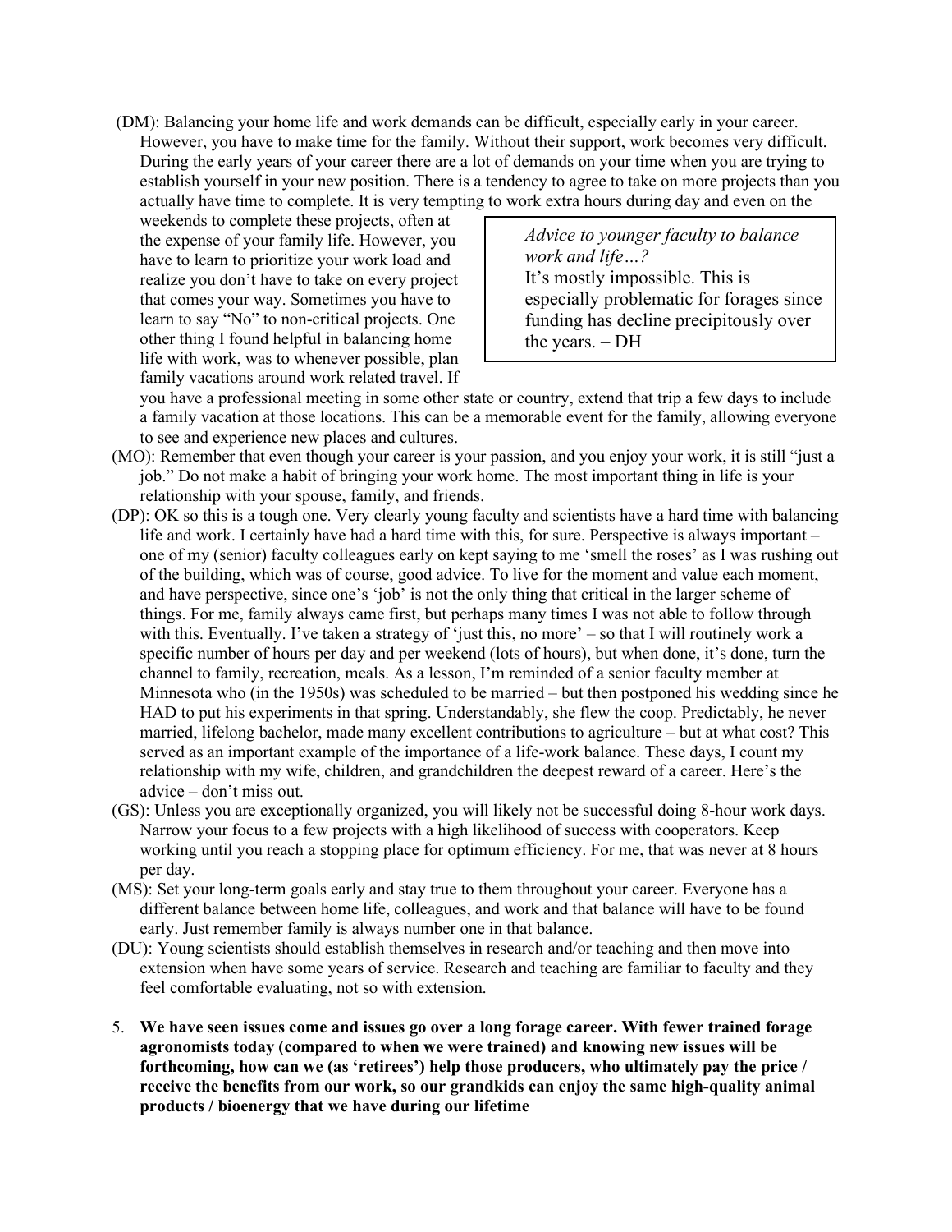(DM): Balancing your home life and work demands can be difficult, especially early in your career. However, you have to make time for the family. Without their support, work becomes very difficult. During the early years of your career there are a lot of demands on your time when you are trying to establish yourself in your new position. There is a tendency to agree to take on more projects than you actually have time to complete. It is very tempting to work extra hours during day and even on the weekends to complete these projects, often at the expense of your family life. However, you have to learn to prioritize your work load and realize you don't have to take on every project that comes your way. Sometimes you have to learn to say "No" to non-critical projects. One other thing I found helpful in balancing home life with work, was to whenever possible, plan family vacations around work related travel. If you have a professional meeting in some other state or country, extend that trip a few days to include a family vacation at those locations. This can be a memorable event for the family, allowing everyone to see and experience new places and cultures.

> *Advice to younger faculty to balance work and life…?*
> It's mostly impossible. This is especially problematic for forages since funding has decline precipitously over the years. – DH

(MO): Remember that even though your career is your passion, and you enjoy your work, it is still "just a job." Do not make a habit of bringing your work home. The most important thing in life is your relationship with your spouse, family, and friends.

(DP): OK so this is a tough one. Very clearly young faculty and scientists have a hard time with balancing life and work. I certainly have had a hard time with this, for sure. Perspective is always important – one of my (senior) faculty colleagues early on kept saying to me 'smell the roses' as I was rushing out of the building, which was of course, good advice. To live for the moment and value each moment, and have perspective, since one's 'job' is not the only thing that critical in the larger scheme of things. For me, family always came first, but perhaps many times I was not able to follow through with this. Eventually. I've taken a strategy of 'just this, no more' – so that I will routinely work a specific number of hours per day and per weekend (lots of hours), but when done, it's done, turn the channel to family, recreation, meals. As a lesson, I'm reminded of a senior faculty member at Minnesota who (in the 1950s) was scheduled to be married – but then postponed his wedding since he HAD to put his experiments in that spring. Understandably, she flew the coop. Predictably, he never married, lifelong bachelor, made many excellent contributions to agriculture – but at what cost? This served as an important example of the importance of a life-work balance. These days, I count my relationship with my wife, children, and grandchildren the deepest reward of a career. Here's the advice – don't miss out.

(GS): Unless you are exceptionally organized, you will likely not be successful doing 8-hour work days. Narrow your focus to a few projects with a high likelihood of success with cooperators. Keep working until you reach a stopping place for optimum efficiency. For me, that was never at 8 hours per day.

(MS): Set your long-term goals early and stay true to them throughout your career. Everyone has a different balance between home life, colleagues, and work and that balance will have to be found early. Just remember family is always number one in that balance.

(DU): Young scientists should establish themselves in research and/or teaching and then move into extension when have some years of service. Research and teaching are familiar to faculty and they feel comfortable evaluating, not so with extension.

5. **We have seen issues come and issues go over a long forage career. With fewer trained forage agronomists today (compared to when we were trained) and knowing new issues will be forthcoming, how can we (as 'retirees') help those producers, who ultimately pay the price / receive the benefits from our work, so our grandkids can enjoy the same high-quality animal products / bioenergy that we have during our lifetime**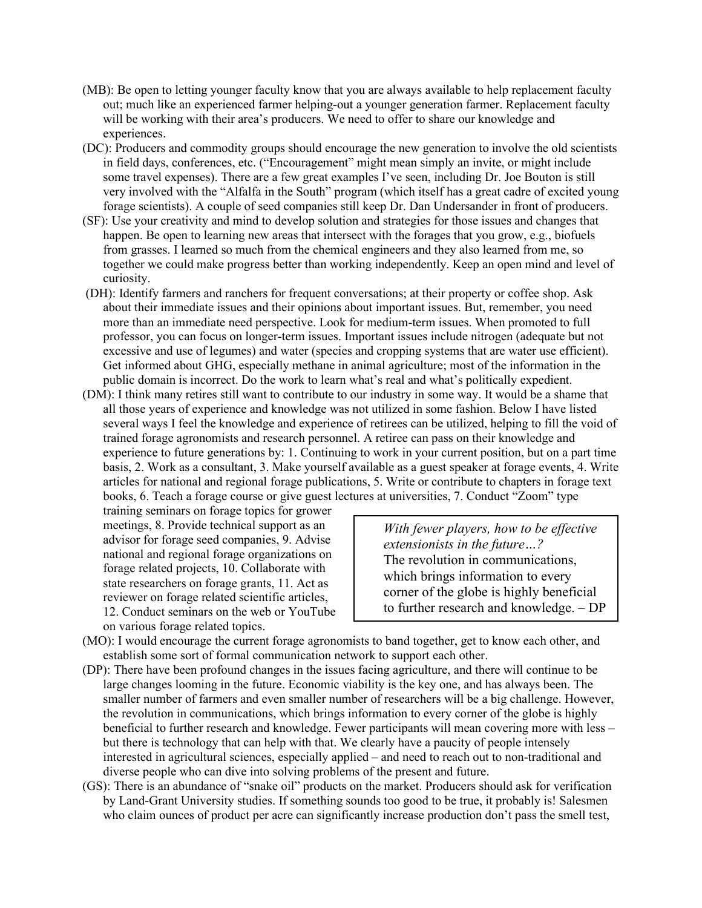(MB): Be open to letting younger faculty know that you are always available to help replacement faculty out; much like an experienced farmer helping-out a younger generation farmer. Replacement faculty will be working with their area's producers. We need to offer to share our knowledge and experiences.

(DC): Producers and commodity groups should encourage the new generation to involve the old scientists in field days, conferences, etc. ("Encouragement" might mean simply an invite, or might include some travel expenses). There are a few great examples I've seen, including Dr. Joe Bouton is still very involved with the "Alfalfa in the South" program (which itself has a great cadre of excited young forage scientists). A couple of seed companies still keep Dr. Dan Undersander in front of producers.

(SF): Use your creativity and mind to develop solution and strategies for those issues and changes that happen. Be open to learning new areas that intersect with the forages that you grow, e.g., biofuels from grasses. I learned so much from the chemical engineers and they also learned from me, so together we could make progress better than working independently. Keep an open mind and level of curiosity.

(DH): Identify farmers and ranchers for frequent conversations; at their property or coffee shop. Ask about their immediate issues and their opinions about important issues. But, remember, you need more than an immediate need perspective. Look for medium-term issues. When promoted to full professor, you can focus on longer-term issues. Important issues include nitrogen (adequate but not excessive and use of legumes) and water (species and cropping systems that are water use efficient). Get informed about GHG, especially methane in animal agriculture; most of the information in the public domain is incorrect. Do the work to learn what's real and what's politically expedient.

(DM): I think many retires still want to contribute to our industry in some way. It would be a shame that all those years of experience and knowledge was not utilized in some fashion. Below I have listed several ways I feel the knowledge and experience of retirees can be utilized, helping to fill the void of trained forage agronomists and research personnel. A retiree can pass on their knowledge and experience to future generations by: 1. Continuing to work in your current position, but on a part time basis, 2. Work as a consultant, 3. Make yourself available as a guest speaker at forage events, 4. Write articles for national and regional forage publications, 5. Write or contribute to chapters in forage text books, 6. Teach a forage course or give guest lectures at universities, 7. Conduct "Zoom" type training seminars on forage topics for grower meetings, 8. Provide technical support as an advisor for forage seed companies, 9. Advise national and regional forage organizations on forage related projects, 10. Collaborate with state researchers on forage grants, 11. Act as reviewer on forage related scientific articles, 12. Conduct seminars on the web or YouTube on various forage related topics.

> *With fewer players, how to be effective extensionists in the future…?*
> The revolution in communications, which brings information to every corner of the globe is highly beneficial to further research and knowledge. – DP

(MO): I would encourage the current forage agronomists to band together, get to know each other, and establish some sort of formal communication network to support each other.

(DP): There have been profound changes in the issues facing agriculture, and there will continue to be large changes looming in the future. Economic viability is the key one, and has always been. The smaller number of farmers and even smaller number of researchers will be a big challenge. However, the revolution in communications, which brings information to every corner of the globe is highly beneficial to further research and knowledge. Fewer participants will mean covering more with less – but there is technology that can help with that. We clearly have a paucity of people intensely interested in agricultural sciences, especially applied – and need to reach out to non-traditional and diverse people who can dive into solving problems of the present and future.

(GS): There is an abundance of "snake oil" products on the market. Producers should ask for verification by Land-Grant University studies. If something sounds too good to be true, it probably is! Salesmen who claim ounces of product per acre can significantly increase production don't pass the smell test,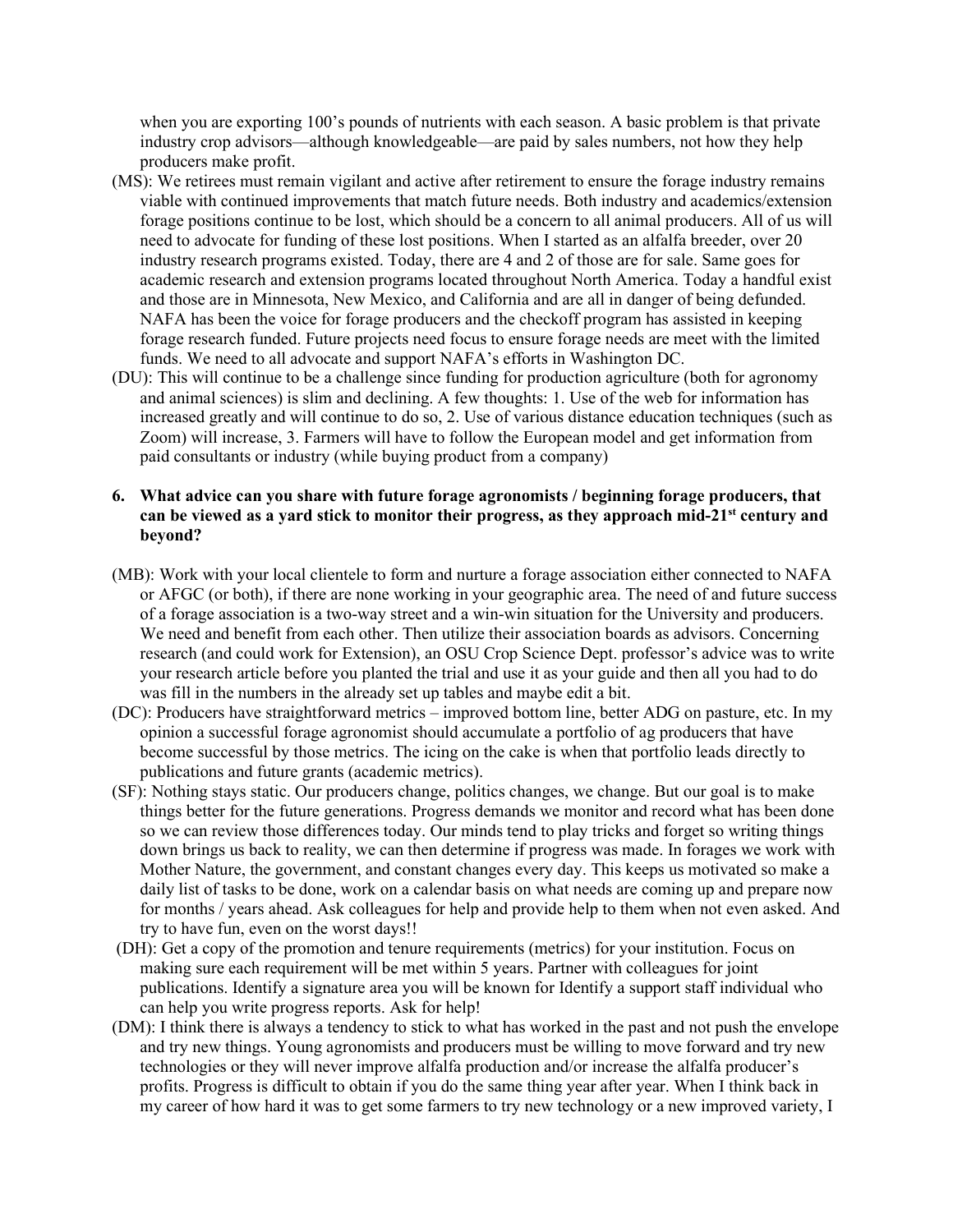when you are exporting 100's pounds of nutrients with each season. A basic problem is that private industry crop advisors—although knowledgeable—are paid by sales numbers, not how they help producers make profit.

(MS): We retirees must remain vigilant and active after retirement to ensure the forage industry remains viable with continued improvements that match future needs. Both industry and academics/extension forage positions continue to be lost, which should be a concern to all animal producers. All of us will need to advocate for funding of these lost positions. When I started as an alfalfa breeder, over 20 industry research programs existed. Today, there are 4 and 2 of those are for sale. Same goes for academic research and extension programs located throughout North America. Today a handful exist and those are in Minnesota, New Mexico, and California and are all in danger of being defunded. NAFA has been the voice for forage producers and the checkoff program has assisted in keeping forage research funded. Future projects need focus to ensure forage needs are meet with the limited funds. We need to all advocate and support NAFA's efforts in Washington DC.

(DU): This will continue to be a challenge since funding for production agriculture (both for agronomy and animal sciences) is slim and declining. A few thoughts: 1. Use of the web for information has increased greatly and will continue to do so, 2. Use of various distance education techniques (such as Zoom) will increase, 3. Farmers will have to follow the European model and get information from paid consultants or industry (while buying product from a company)

**6. What advice can you share with future forage agronomists / beginning forage producers, that can be viewed as a yard stick to monitor their progress, as they approach mid-21st century and beyond?**

(MB): Work with your local clientele to form and nurture a forage association either connected to NAFA or AFGC (or both), if there are none working in your geographic area. The need of and future success of a forage association is a two-way street and a win-win situation for the University and producers. We need and benefit from each other. Then utilize their association boards as advisors. Concerning research (and could work for Extension), an OSU Crop Science Dept. professor's advice was to write your research article before you planted the trial and use it as your guide and then all you had to do was fill in the numbers in the already set up tables and maybe edit a bit.

(DC): Producers have straightforward metrics – improved bottom line, better ADG on pasture, etc. In my opinion a successful forage agronomist should accumulate a portfolio of ag producers that have become successful by those metrics. The icing on the cake is when that portfolio leads directly to publications and future grants (academic metrics).

(SF): Nothing stays static. Our producers change, politics changes, we change. But our goal is to make things better for the future generations. Progress demands we monitor and record what has been done so we can review those differences today. Our minds tend to play tricks and forget so writing things down brings us back to reality, we can then determine if progress was made. In forages we work with Mother Nature, the government, and constant changes every day. This keeps us motivated so make a daily list of tasks to be done, work on a calendar basis on what needs are coming up and prepare now for months / years ahead. Ask colleagues for help and provide help to them when not even asked. And try to have fun, even on the worst days!!

(DH): Get a copy of the promotion and tenure requirements (metrics) for your institution. Focus on making sure each requirement will be met within 5 years. Partner with colleagues for joint publications. Identify a signature area you will be known for Identify a support staff individual who can help you write progress reports. Ask for help!

(DM): I think there is always a tendency to stick to what has worked in the past and not push the envelope and try new things. Young agronomists and producers must be willing to move forward and try new technologies or they will never improve alfalfa production and/or increase the alfalfa producer's profits. Progress is difficult to obtain if you do the same thing year after year. When I think back in my career of how hard it was to get some farmers to try new technology or a new improved variety, I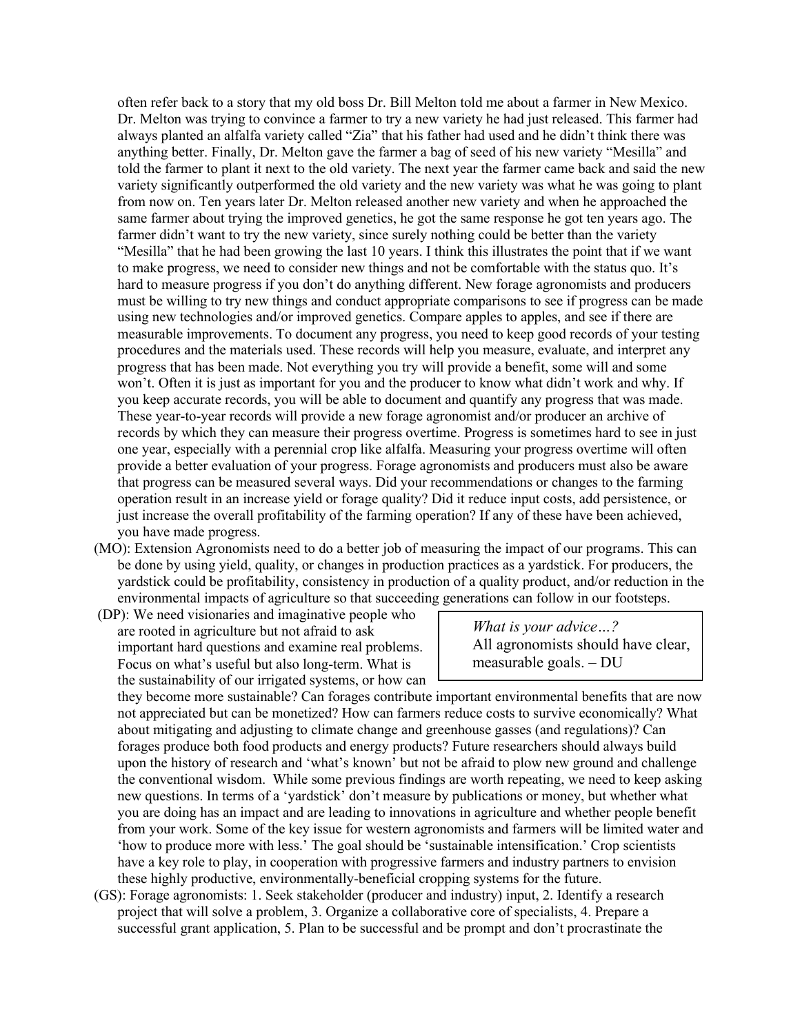often refer back to a story that my old boss Dr. Bill Melton told me about a farmer in New Mexico. Dr. Melton was trying to convince a farmer to try a new variety he had just released. This farmer had always planted an alfalfa variety called "Zia" that his father had used and he didn't think there was anything better. Finally, Dr. Melton gave the farmer a bag of seed of his new variety "Mesilla" and told the farmer to plant it next to the old variety. The next year the farmer came back and said the new variety significantly outperformed the old variety and the new variety was what he was going to plant from now on. Ten years later Dr. Melton released another new variety and when he approached the same farmer about trying the improved genetics, he got the same response he got ten years ago. The farmer didn't want to try the new variety, since surely nothing could be better than the variety "Mesilla" that he had been growing the last 10 years. I think this illustrates the point that if we want to make progress, we need to consider new things and not be comfortable with the status quo. It's hard to measure progress if you don't do anything different. New forage agronomists and producers must be willing to try new things and conduct appropriate comparisons to see if progress can be made using new technologies and/or improved genetics. Compare apples to apples, and see if there are measurable improvements. To document any progress, you need to keep good records of your testing procedures and the materials used. These records will help you measure, evaluate, and interpret any progress that has been made. Not everything you try will provide a benefit, some will and some won't. Often it is just as important for you and the producer to know what didn't work and why. If you keep accurate records, you will be able to document and quantify any progress that was made. These year-to-year records will provide a new forage agronomist and/or producer an archive of records by which they can measure their progress overtime. Progress is sometimes hard to see in just one year, especially with a perennial crop like alfalfa. Measuring your progress overtime will often provide a better evaluation of your progress. Forage agronomists and producers must also be aware that progress can be measured several ways. Did your recommendations or changes to the farming operation result in an increase yield or forage quality? Did it reduce input costs, add persistence, or just increase the overall profitability of the farming operation? If any of these have been achieved, you have made progress.

(MO): Extension Agronomists need to do a better job of measuring the impact of our programs. This can be done by using yield, quality, or changes in production practices as a yardstick. For producers, the yardstick could be profitability, consistency in production of a quality product, and/or reduction in the environmental impacts of agriculture so that succeeding generations can follow in our footsteps.

(DP): We need visionaries and imaginative people who are rooted in agriculture but not afraid to ask important hard questions and examine real problems. Focus on what's useful but also long-term. What is the sustainability of our irrigated systems, or how can they become more sustainable? Can forages contribute important environmental benefits that are now not appreciated but can be monetized? How can farmers reduce costs to survive economically? What about mitigating and adjusting to climate change and greenhouse gasses (and regulations)? Can forages produce both food products and energy products? Future researchers should always build upon the history of research and 'what's known' but not be afraid to plow new ground and challenge the conventional wisdom. While some previous findings are worth repeating, we need to keep asking new questions. In terms of a 'yardstick' don't measure by publications or money, but whether what you are doing has an impact and are leading to innovations in agriculture and whether people benefit from your work. Some of the key issue for western agronomists and farmers will be limited water and 'how to produce more with less.' The goal should be 'sustainable intensification.' Crop scientists have a key role to play, in cooperation with progressive farmers and industry partners to envision these highly productive, environmentally-beneficial cropping systems for the future.

> *What is your advice…?*
> All agronomists should have clear, measurable goals. – DU

(GS): Forage agronomists: 1. Seek stakeholder (producer and industry) input, 2. Identify a research project that will solve a problem, 3. Organize a collaborative core of specialists, 4. Prepare a successful grant application, 5. Plan to be successful and be prompt and don't procrastinate the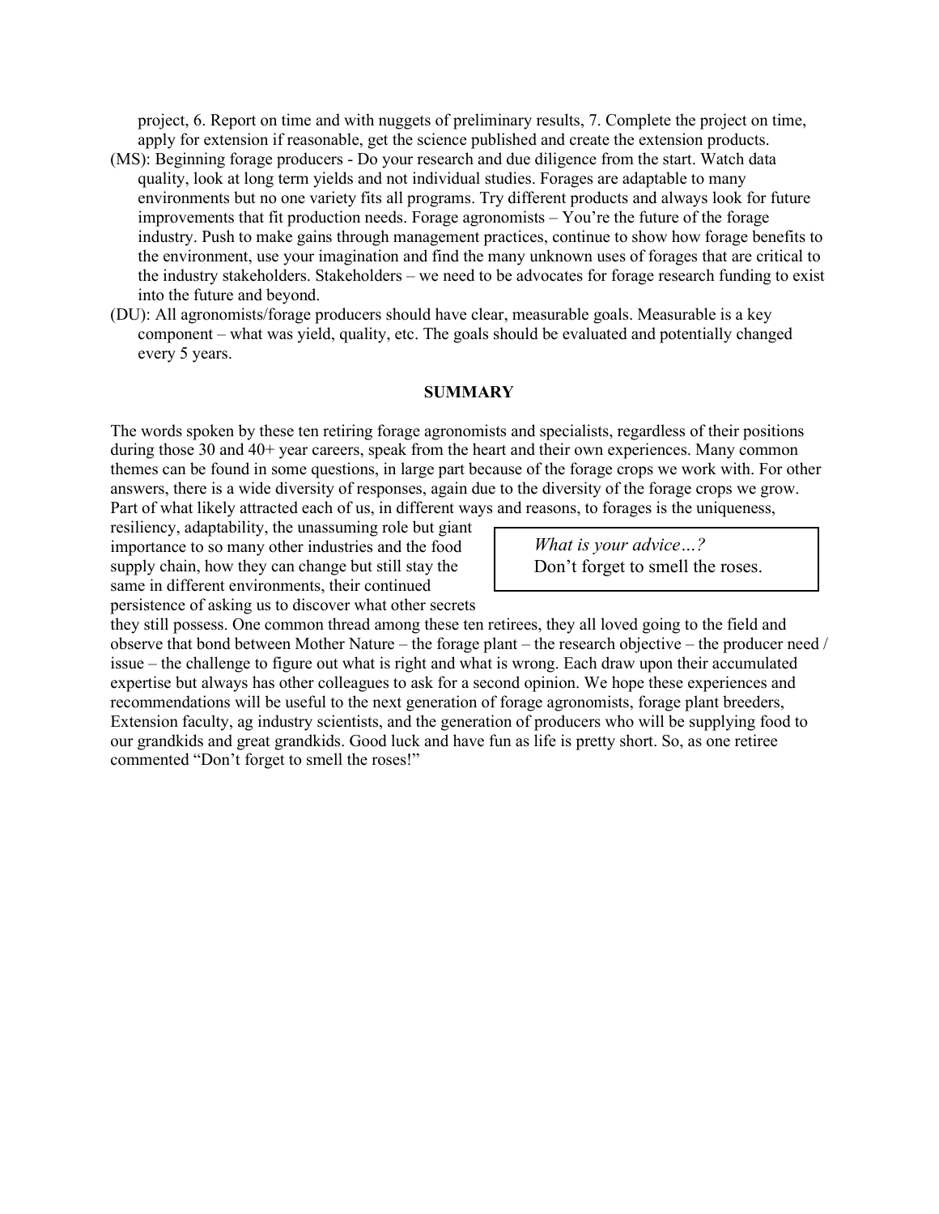project, 6. Report on time and with nuggets of preliminary results, 7. Complete the project on time, apply for extension if reasonable, get the science published and create the extension products.

(MS): Beginning forage producers - Do your research and due diligence from the start. Watch data quality, look at long term yields and not individual studies. Forages are adaptable to many environments but no one variety fits all programs. Try different products and always look for future improvements that fit production needs. Forage agronomists – You're the future of the forage industry. Push to make gains through management practices, continue to show how forage benefits to the environment, use your imagination and find the many unknown uses of forages that are critical to the industry stakeholders. Stakeholders – we need to be advocates for forage research funding to exist into the future and beyond.

(DU): All agronomists/forage producers should have clear, measurable goals. Measurable is a key component – what was yield, quality, etc. The goals should be evaluated and potentially changed every 5 years.

## SUMMARY

The words spoken by these ten retiring forage agronomists and specialists, regardless of their positions during those 30 and 40+ year careers, speak from the heart and their own experiences. Many common themes can be found in some questions, in large part because of the forage crops we work with. For other answers, there is a wide diversity of responses, again due to the diversity of the forage crops we grow. Part of what likely attracted each of us, in different ways and reasons, to forages is the uniqueness, resiliency, adaptability, the unassuming role but giant importance to so many other industries and the food supply chain, how they can change but still stay the same in different environments, their continued persistence of asking us to discover what other secrets they still possess. One common thread among these ten retirees, they all loved going to the field and observe that bond between Mother Nature – the forage plant – the research objective – the producer need / issue – the challenge to figure out what is right and what is wrong. Each draw upon their accumulated expertise but always has other colleagues to ask for a second opinion. We hope these experiences and recommendations will be useful to the next generation of forage agronomists, forage plant breeders, Extension faculty, ag industry scientists, and the generation of producers who will be supplying food to our grandkids and great grandkids. Good luck and have fun as life is pretty short. So, as one retiree commented "Don't forget to smell the roses!"

> *What is your advice…?*
> Don't forget to smell the roses.